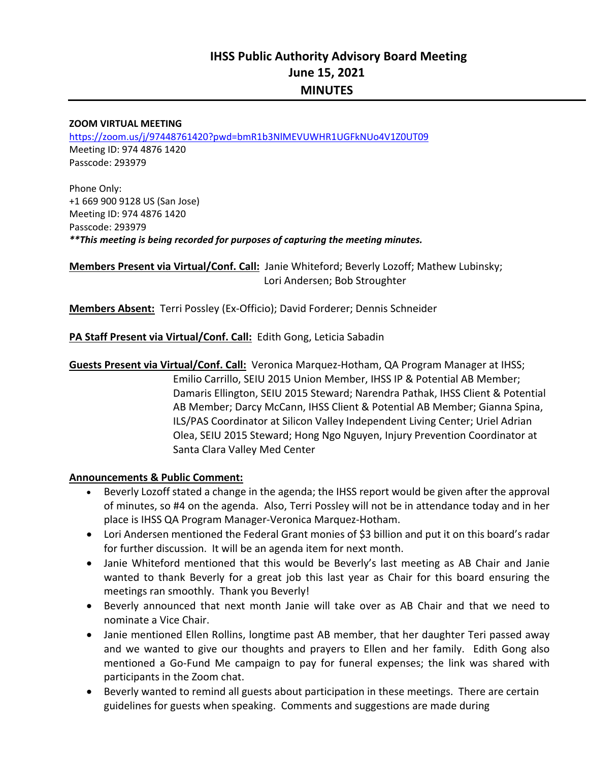# IHSS Public Authority Advisory Board Meeting
## June 15, 2021
## MINUTES

**ZOOM VIRTUAL MEETING**
https://zoom.us/j/97448761420?pwd=bmR1b3NlMEVUWHR1UGFkNUo4V1Z0UT09
Meeting ID: 974 4876 1420
Passcode: 293979

Phone Only:
+1 669 900 9128 US (San Jose)
Meeting ID: 974 4876 1420
Passcode: 293979
***\*\*This meeting is being recorded for purposes of capturing the meeting minutes.***

**Members Present via Virtual/Conf. Call:** Janie Whiteford; Beverly Lozoff; Mathew Lubinsky; Lori Andersen; Bob Stroughter

**Members Absent:** Terri Possley (Ex-Officio); David Forderer; Dennis Schneider

**PA Staff Present via Virtual/Conf. Call:** Edith Gong, Leticia Sabadin

**Guests Present via Virtual/Conf. Call:** Veronica Marquez-Hotham, QA Program Manager at IHSS; Emilio Carrillo, SEIU 2015 Union Member, IHSS IP & Potential AB Member; Damaris Ellington, SEIU 2015 Steward; Narendra Pathak, IHSS Client & Potential AB Member; Darcy McCann, IHSS Client & Potential AB Member; Gianna Spina, ILS/PAS Coordinator at Silicon Valley Independent Living Center; Uriel Adrian Olea, SEIU 2015 Steward; Hong Ngo Nguyen, Injury Prevention Coordinator at Santa Clara Valley Med Center

**Announcements & Public Comment:**

- Beverly Lozoff stated a change in the agenda; the IHSS report would be given after the approval of minutes, so #4 on the agenda. Also, Terri Possley will not be in attendance today and in her place is IHSS QA Program Manager-Veronica Marquez-Hotham.
- Lori Andersen mentioned the Federal Grant monies of $3 billion and put it on this board's radar for further discussion. It will be an agenda item for next month.
- Janie Whiteford mentioned that this would be Beverly's last meeting as AB Chair and Janie wanted to thank Beverly for a great job this last year as Chair for this board ensuring the meetings ran smoothly. Thank you Beverly!
- Beverly announced that next month Janie will take over as AB Chair and that we need to nominate a Vice Chair.
- Janie mentioned Ellen Rollins, longtime past AB member, that her daughter Teri passed away and we wanted to give our thoughts and prayers to Ellen and her family. Edith Gong also mentioned a Go-Fund Me campaign to pay for funeral expenses; the link was shared with participants in the Zoom chat.
- Beverly wanted to remind all guests about participation in these meetings. There are certain guidelines for guests when speaking. Comments and suggestions are made during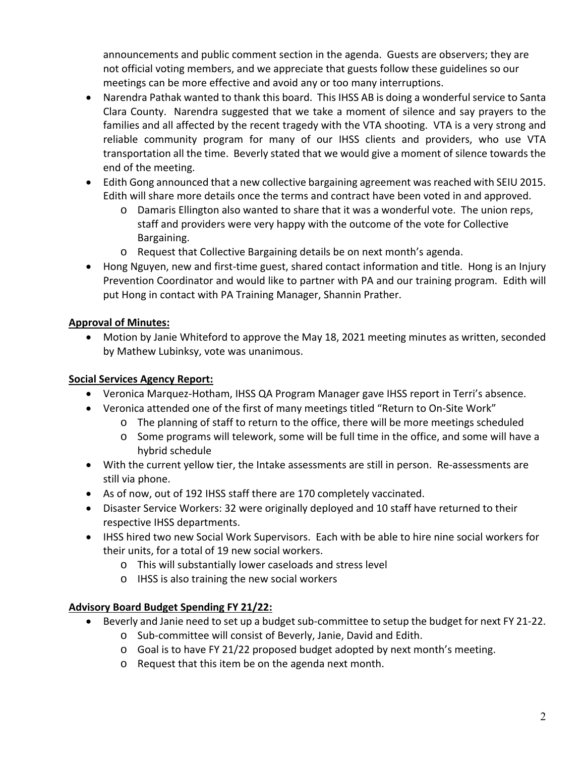announcements and public comment section in the agenda. Guests are observers; they are not official voting members, and we appreciate that guests follow these guidelines so our meetings can be more effective and avoid any or too many interruptions.

- Narendra Pathak wanted to thank this board. This IHSS AB is doing a wonderful service to Santa Clara County. Narendra suggested that we take a moment of silence and say prayers to the families and all affected by the recent tragedy with the VTA shooting. VTA is a very strong and reliable community program for many of our IHSS clients and providers, who use VTA transportation all the time. Beverly stated that we would give a moment of silence towards the end of the meeting.
- Edith Gong announced that a new collective bargaining agreement was reached with SEIU 2015. Edith will share more details once the terms and contract have been voted in and approved.
  - Damaris Ellington also wanted to share that it was a wonderful vote. The union reps, staff and providers were very happy with the outcome of the vote for Collective Bargaining.
  - Request that Collective Bargaining details be on next month's agenda.
- Hong Nguyen, new and first-time guest, shared contact information and title. Hong is an Injury Prevention Coordinator and would like to partner with PA and our training program. Edith will put Hong in contact with PA Training Manager, Shannin Prather.

**Approval of Minutes:**

- Motion by Janie Whiteford to approve the May 18, 2021 meeting minutes as written, seconded by Mathew Lubinksy, vote was unanimous.

**Social Services Agency Report:**

- Veronica Marquez-Hotham, IHSS QA Program Manager gave IHSS report in Terri's absence.
- Veronica attended one of the first of many meetings titled "Return to On-Site Work"
  - The planning of staff to return to the office, there will be more meetings scheduled
  - Some programs will telework, some will be full time in the office, and some will have a hybrid schedule
- With the current yellow tier, the Intake assessments are still in person. Re-assessments are still via phone.
- As of now, out of 192 IHSS staff there are 170 completely vaccinated.
- Disaster Service Workers: 32 were originally deployed and 10 staff have returned to their respective IHSS departments.
- IHSS hired two new Social Work Supervisors. Each with be able to hire nine social workers for their units, for a total of 19 new social workers.
  - This will substantially lower caseloads and stress level
  - IHSS is also training the new social workers

**Advisory Board Budget Spending FY 21/22:**

- Beverly and Janie need to set up a budget sub-committee to setup the budget for next FY 21-22.
  - Sub-committee will consist of Beverly, Janie, David and Edith.
  - Goal is to have FY 21/22 proposed budget adopted by next month's meeting.
  - Request that this item be on the agenda next month.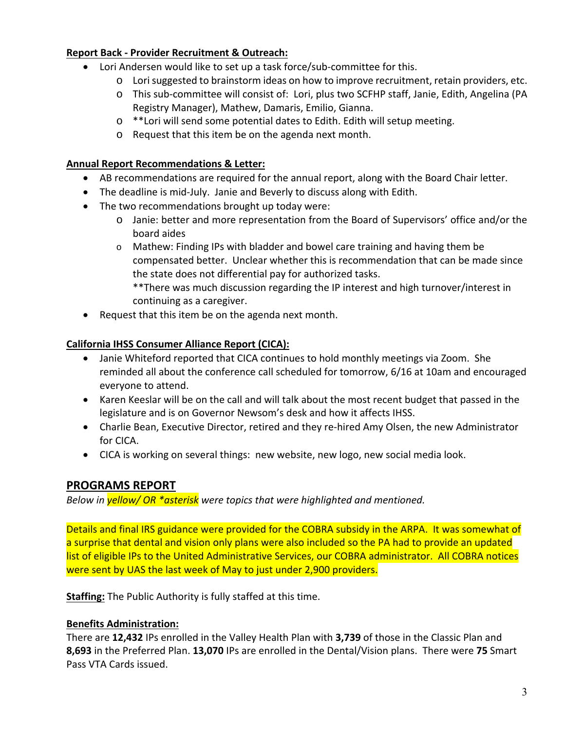**Report Back - Provider Recruitment & Outreach:**

- Lori Andersen would like to set up a task force/sub-committee for this.
  - Lori suggested to brainstorm ideas on how to improve recruitment, retain providers, etc.
  - This sub-committee will consist of: Lori, plus two SCFHP staff, Janie, Edith, Angelina (PA Registry Manager), Mathew, Damaris, Emilio, Gianna.
  - **Lori will send some potential dates to Edith. Edith will setup meeting.
  - Request that this item be on the agenda next month.

**Annual Report Recommendations & Letter:**

- AB recommendations are required for the annual report, along with the Board Chair letter.
- The deadline is mid-July. Janie and Beverly to discuss along with Edith.
- The two recommendations brought up today were:
  - Janie: better and more representation from the Board of Supervisors' office and/or the board aides
  - Mathew: Finding IPs with bladder and bowel care training and having them be compensated better. Unclear whether this is recommendation that can be made since the state does not differential pay for authorized tasks.
    **There was much discussion regarding the IP interest and high turnover/interest in continuing as a caregiver.
- Request that this item be on the agenda next month.

**California IHSS Consumer Alliance Report (CICA):**

- Janie Whiteford reported that CICA continues to hold monthly meetings via Zoom. She reminded all about the conference call scheduled for tomorrow, 6/16 at 10am and encouraged everyone to attend.
- Karen Keeslar will be on the call and will talk about the most recent budget that passed in the legislature and is on Governor Newsom's desk and how it affects IHSS.
- Charlie Bean, Executive Director, retired and they re-hired Amy Olsen, the new Administrator for CICA.
- CICA is working on several things: new website, new logo, new social media look.

## PROGRAMS REPORT

*Below in yellow/ OR *asterisk were topics that were highlighted and mentioned.*

Details and final IRS guidance were provided for the COBRA subsidy in the ARPA. It was somewhat of a surprise that dental and vision only plans were also included so the PA had to provide an updated list of eligible IPs to the United Administrative Services, our COBRA administrator. All COBRA notices were sent by UAS the last week of May to just under 2,900 providers.

**Staffing:** The Public Authority is fully staffed at this time.

**Benefits Administration:**
There are **12,432** IPs enrolled in the Valley Health Plan with **3,739** of those in the Classic Plan and **8,693** in the Preferred Plan. **13,070** IPs are enrolled in the Dental/Vision plans. There were **75** Smart Pass VTA Cards issued.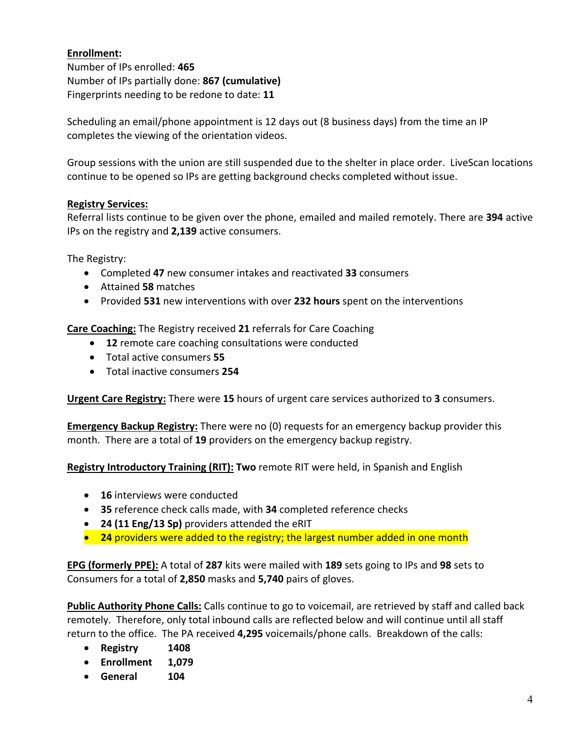**Enrollment:**
Number of IPs enrolled: **465**
Number of IPs partially done: **867 (cumulative)**
Fingerprints needing to be redone to date: **11**

Scheduling an email/phone appointment is 12 days out (8 business days) from the time an IP completes the viewing of the orientation videos.

Group sessions with the union are still suspended due to the shelter in place order. LiveScan locations continue to be opened so IPs are getting background checks completed without issue.

**Registry Services:**
Referral lists continue to be given over the phone, emailed and mailed remotely. There are **394** active IPs on the registry and **2,139** active consumers.

The Registry:

- Completed **47** new consumer intakes and reactivated **33** consumers
- Attained **58** matches
- Provided **531** new interventions with over **232 hours** spent on the interventions

**Care Coaching:** The Registry received **21** referrals for Care Coaching

- **12** remote care coaching consultations were conducted
- Total active consumers **55**
- Total inactive consumers **254**

**Urgent Care Registry:** There were **15** hours of urgent care services authorized to **3** consumers.

**Emergency Backup Registry:** There were no (0) requests for an emergency backup provider this month. There are a total of **19** providers on the emergency backup registry.

**Registry Introductory Training (RIT): Two** remote RIT were held, in Spanish and English

- **16** interviews were conducted
- **35** reference check calls made, with **34** completed reference checks
- **24 (11 Eng/13 Sp)** providers attended the eRIT
- **24** providers were added to the registry; the largest number added in one month

**EPG (formerly PPE):** A total of **287** kits were mailed with **189** sets going to IPs and **98** sets to Consumers for a total of **2,850** masks and **5,740** pairs of gloves.

**Public Authority Phone Calls:** Calls continue to go to voicemail, are retrieved by staff and called back remotely. Therefore, only total inbound calls are reflected below and will continue until all staff return to the office. The PA received **4,295** voicemails/phone calls. Breakdown of the calls:

- **Registry 1408**
- **Enrollment 1,079**
- **General 104**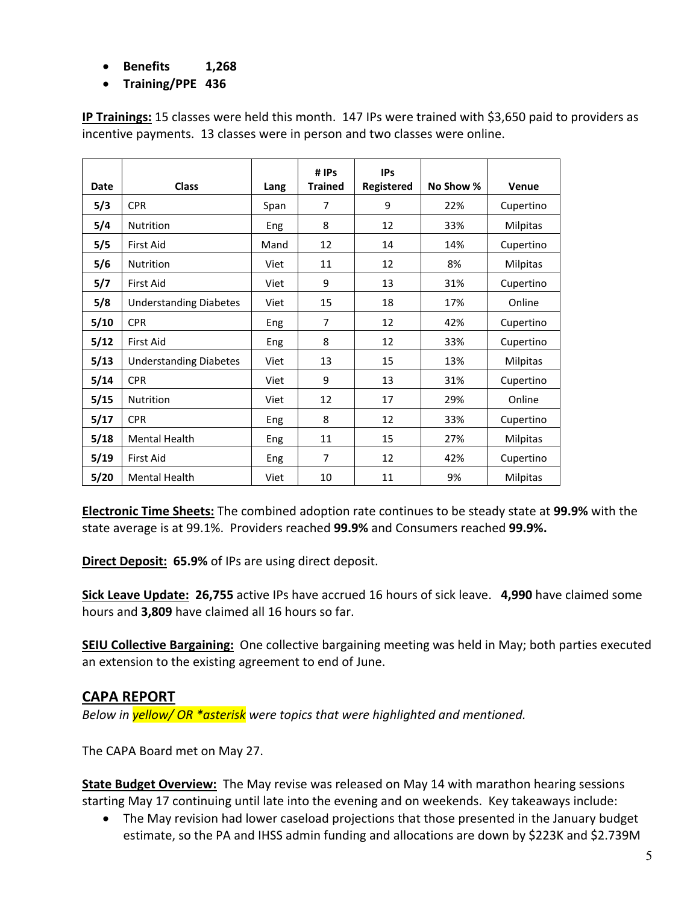- **Benefits 1,268**
- **Training/PPE 436**

**IP Trainings:** 15 classes were held this month. 147 IPs were trained with $3,650 paid to providers as incentive payments. 13 classes were in person and two classes were online.

| Date | Class | Lang | # IPs Trained | IPs Registered | No Show % | Venue |
|---|---|---|---|---|---|---|
| **5/3** | CPR | Span | 7 | 9 | 22% | Cupertino |
| **5/4** | Nutrition | Eng | 8 | 12 | 33% | Milpitas |
| **5/5** | First Aid | Mand | 12 | 14 | 14% | Cupertino |
| **5/6** | Nutrition | Viet | 11 | 12 | 8% | Milpitas |
| **5/7** | First Aid | Viet | 9 | 13 | 31% | Cupertino |
| **5/8** | Understanding Diabetes | Viet | 15 | 18 | 17% | Online |
| **5/10** | CPR | Eng | 7 | 12 | 42% | Cupertino |
| **5/12** | First Aid | Eng | 8 | 12 | 33% | Cupertino |
| **5/13** | Understanding Diabetes | Viet | 13 | 15 | 13% | Milpitas |
| **5/14** | CPR | Viet | 9 | 13 | 31% | Cupertino |
| **5/15** | Nutrition | Viet | 12 | 17 | 29% | Online |
| **5/17** | CPR | Eng | 8 | 12 | 33% | Cupertino |
| **5/18** | Mental Health | Eng | 11 | 15 | 27% | Milpitas |
| **5/19** | First Aid | Eng | 7 | 12 | 42% | Cupertino |
| **5/20** | Mental Health | Viet | 10 | 11 | 9% | Milpitas |

**Electronic Time Sheets:** The combined adoption rate continues to be steady state at **99.9%** with the state average is at 99.1%. Providers reached **99.9%** and Consumers reached **99.9%.**

**Direct Deposit:** **65.9%** of IPs are using direct deposit.

**Sick Leave Update:** **26,755** active IPs have accrued 16 hours of sick leave. **4,990** have claimed some hours and **3,809** have claimed all 16 hours so far.

**SEIU Collective Bargaining:** One collective bargaining meeting was held in May; both parties executed an extension to the existing agreement to end of June.

## CAPA REPORT

*Below in yellow/ OR *asterisk were topics that were highlighted and mentioned.*

The CAPA Board met on May 27.

**State Budget Overview:** The May revise was released on May 14 with marathon hearing sessions starting May 17 continuing until late into the evening and on weekends. Key takeaways include:

- The May revision had lower caseload projections that those presented in the January budget estimate, so the PA and IHSS admin funding and allocations are down by $223K and $2.739M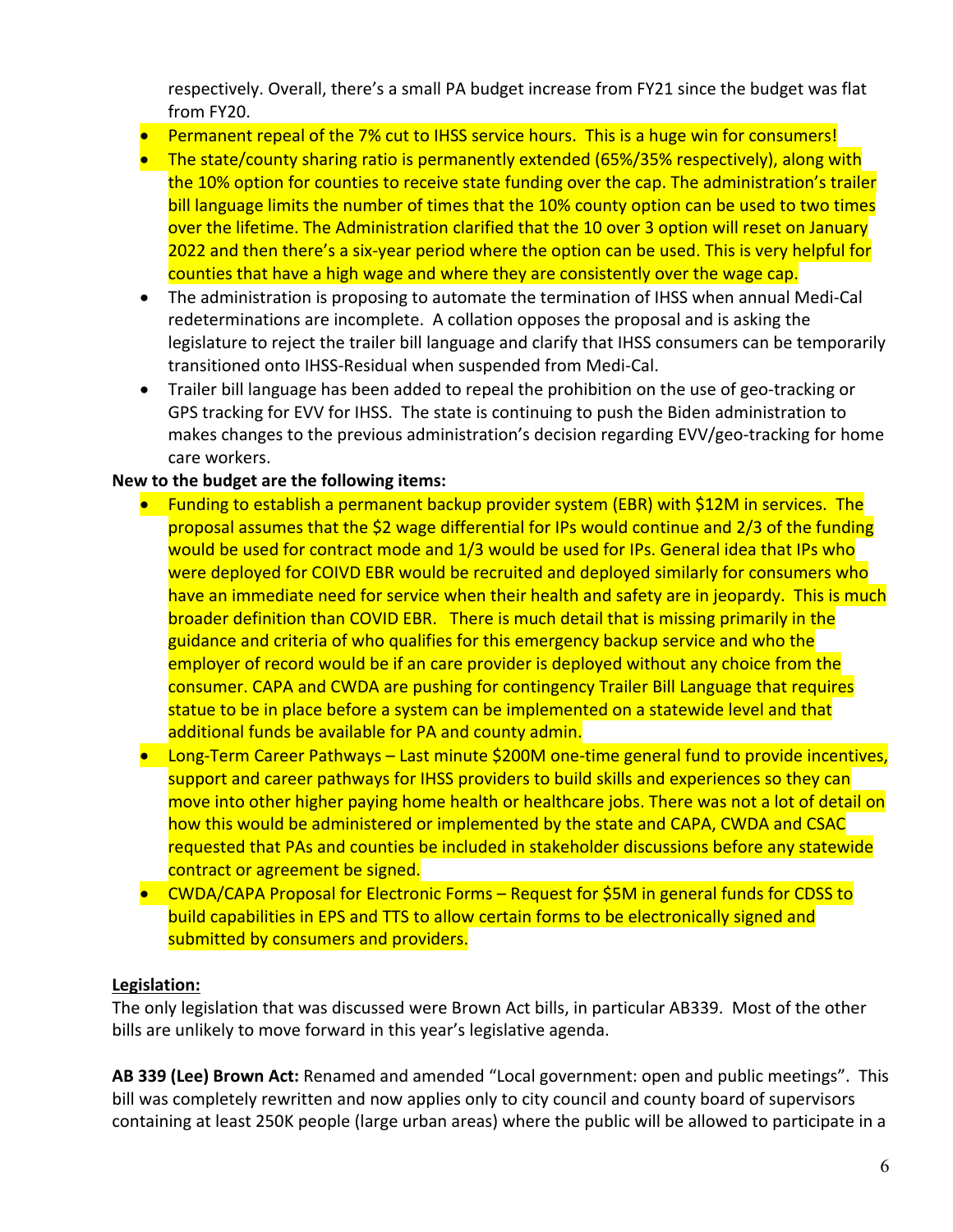respectively. Overall, there's a small PA budget increase from FY21 since the budget was flat from FY20.

- Permanent repeal of the 7% cut to IHSS service hours. This is a huge win for consumers!
- The state/county sharing ratio is permanently extended (65%/35% respectively), along with the 10% option for counties to receive state funding over the cap. The administration's trailer bill language limits the number of times that the 10% county option can be used to two times over the lifetime. The Administration clarified that the 10 over 3 option will reset on January 2022 and then there's a six-year period where the option can be used. This is very helpful for counties that have a high wage and where they are consistently over the wage cap.
- The administration is proposing to automate the termination of IHSS when annual Medi-Cal redeterminations are incomplete. A collation opposes the proposal and is asking the legislature to reject the trailer bill language and clarify that IHSS consumers can be temporarily transitioned onto IHSS-Residual when suspended from Medi-Cal.
- Trailer bill language has been added to repeal the prohibition on the use of geo-tracking or GPS tracking for EVV for IHSS. The state is continuing to push the Biden administration to makes changes to the previous administration's decision regarding EVV/geo-tracking for home care workers.

**New to the budget are the following items:**

- Funding to establish a permanent backup provider system (EBR) with $12M in services. The proposal assumes that the $2 wage differential for IPs would continue and 2/3 of the funding would be used for contract mode and 1/3 would be used for IPs. General idea that IPs who were deployed for COIVD EBR would be recruited and deployed similarly for consumers who have an immediate need for service when their health and safety are in jeopardy. This is much broader definition than COVID EBR. There is much detail that is missing primarily in the guidance and criteria of who qualifies for this emergency backup service and who the employer of record would be if an care provider is deployed without any choice from the consumer. CAPA and CWDA are pushing for contingency Trailer Bill Language that requires statue to be in place before a system can be implemented on a statewide level and that additional funds be available for PA and county admin.
- Long-Term Career Pathways – Last minute $200M one-time general fund to provide incentives, support and career pathways for IHSS providers to build skills and experiences so they can move into other higher paying home health or healthcare jobs. There was not a lot of detail on how this would be administered or implemented by the state and CAPA, CWDA and CSAC requested that PAs and counties be included in stakeholder discussions before any statewide contract or agreement be signed.
- CWDA/CAPA Proposal for Electronic Forms – Request for $5M in general funds for CDSS to build capabilities in EPS and TTS to allow certain forms to be electronically signed and submitted by consumers and providers.

**Legislation:**

The only legislation that was discussed were Brown Act bills, in particular AB339. Most of the other bills are unlikely to move forward in this year's legislative agenda.

**AB 339 (Lee) Brown Act:** Renamed and amended "Local government: open and public meetings". This bill was completely rewritten and now applies only to city council and county board of supervisors containing at least 250K people (large urban areas) where the public will be allowed to participate in a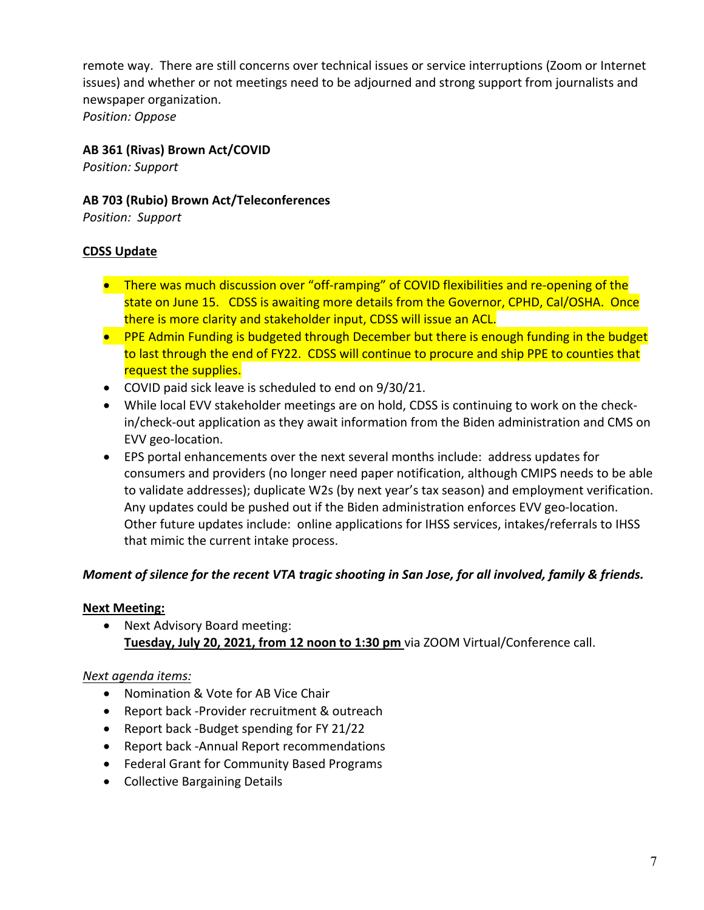remote way. There are still concerns over technical issues or service interruptions (Zoom or Internet issues) and whether or not meetings need to be adjourned and strong support from journalists and newspaper organization.
*Position: Oppose*

**AB 361 (Rivas) Brown Act/COVID**
*Position: Support*

**AB 703 (Rubio) Brown Act/Teleconferences**
*Position: Support*

**CDSS Update**

- There was much discussion over "off-ramping" of COVID flexibilities and re-opening of the state on June 15. CDSS is awaiting more details from the Governor, CPHD, Cal/OSHA. Once there is more clarity and stakeholder input, CDSS will issue an ACL.
- PPE Admin Funding is budgeted through December but there is enough funding in the budget to last through the end of FY22. CDSS will continue to procure and ship PPE to counties that request the supplies.
- COVID paid sick leave is scheduled to end on 9/30/21.
- While local EVV stakeholder meetings are on hold, CDSS is continuing to work on the check-in/check-out application as they await information from the Biden administration and CMS on EVV geo-location.
- EPS portal enhancements over the next several months include: address updates for consumers and providers (no longer need paper notification, although CMIPS needs to be able to validate addresses); duplicate W2s (by next year's tax season) and employment verification. Any updates could be pushed out if the Biden administration enforces EVV geo-location. Other future updates include: online applications for IHSS services, intakes/referrals to IHSS that mimic the current intake process.

***Moment of silence for the recent VTA tragic shooting in San Jose, for all involved, family & friends.***

**Next Meeting:**

- Next Advisory Board meeting:
  **Tuesday, July 20, 2021, from 12 noon to 1:30 pm** via ZOOM Virtual/Conference call.

*Next agenda items:*

- Nomination & Vote for AB Vice Chair
- Report back -Provider recruitment & outreach
- Report back -Budget spending for FY 21/22
- Report back -Annual Report recommendations
- Federal Grant for Community Based Programs
- Collective Bargaining Details